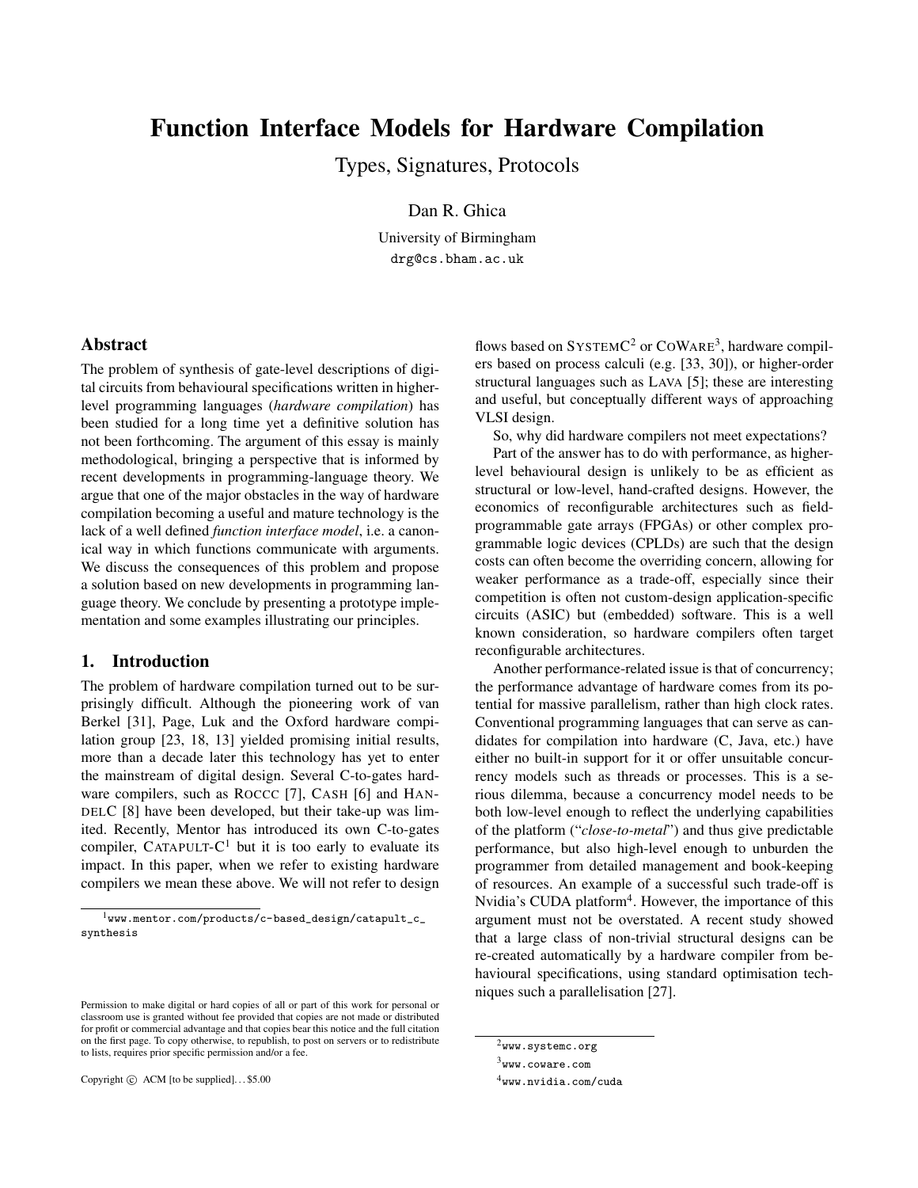# Function Interface Models for Hardware Compilation

## Types, Signatures, Protocols

Dan R. Ghica

University of Birmingham

drg@cs.bham.ac.uk

## Abstract

The problem of synthesis of gate-level descriptions of digital circuits from behavioural specifications written in higher-level programming languages (*hardware compilation*) has been studied for a long time yet a definitive solution has not been forthcoming. The argument of this essay is mainly methodological, bringing a perspective that is informed by recent developments in programming-language theory. We argue that one of the major obstacles in the way of hardware compilation becoming a useful and mature technology is the lack of a well defined *function interface model*, i.e. a canonical way in which functions communicate with arguments. We discuss the consequences of this problem and propose a solution based on new developments in programming language theory. We conclude by presenting a prototype implementation and some examples illustrating our principles.

## 1. Introduction

The problem of hardware compilation turned out to be surprisingly difficult. Although the pioneering work of van Berkel [31], Page, Luk and the Oxford hardware compilation group [23, 18, 13] yielded promising initial results, more than a decade later this technology has yet to enter the mainstream of digital design. Several C-to-gates hardware compilers, such as ROCCC [7], CASH [6] and HANDELC [8] have been developed, but their take-up was limited. Recently, Mentor has introduced its own C-to-gates compiler, CATAPULT-C[1] but it is too early to evaluate its impact. In this paper, when we refer to existing hardware compilers we mean these above. We will not refer to design flows based on SYSTEMC[2] or COWARE[3], hardware compilers based on process calculi (e.g. [33, 30]), or higher-order structural languages such as LAVA [5]; these are interesting and useful, but conceptually different ways of approaching VLSI design.

So, why did hardware compilers not meet expectations?

Part of the answer has to do with performance, as higher-level behavioural design is unlikely to be as efficient as structural or low-level, hand-crafted designs. However, the economics of reconfigurable architectures such as field-programmable gate arrays (FPGAs) or other complex programmable logic devices (CPLDs) are such that the design costs can often become the overriding concern, allowing for weaker performance as a trade-off, especially since their competition is often not custom-design application-specific circuits (ASIC) but (embedded) software. This is a well known consideration, so hardware compilers often target reconfigurable architectures.

Another performance-related issue is that of concurrency; the performance advantage of hardware comes from its potential for massive parallelism, rather than high clock rates. Conventional programming languages that can serve as candidates for compilation into hardware (C, Java, etc.) have either no built-in support for it or offer unsuitable concurrency models such as threads or processes. This is a serious dilemma, because a concurrency model needs to be both low-level enough to reflect the underlying capabilities of the platform ("*close-to-metal*") and thus give predictable performance, but also high-level enough to unburden the programmer from detailed management and book-keeping of resources. An example of a successful such trade-off is Nvidia's CUDA platform[4]. However, the importance of this argument must not be overstated. A recent study showed that a large class of non-trivial structural designs can be re-created automatically by a hardware compiler from behavioural specifications, using standard optimisation techniques such a parallelisation [27].

[1] www.mentor.com/products/c-based_design/catapult_c_synthesis

[2] www.systemc.org

[3] www.coware.com

[4] www.nvidia.com/cuda

Permission to make digital or hard copies of all or part of this work for personal or classroom use is granted without fee provided that copies are not made or distributed for profit or commercial advantage and that copies bear this notice and the full citation on the first page. To copy otherwise, to republish, to post on servers or to redistribute to lists, requires prior specific permission and/or a fee.

Copyright © ACM [to be supplied]. . . $5.00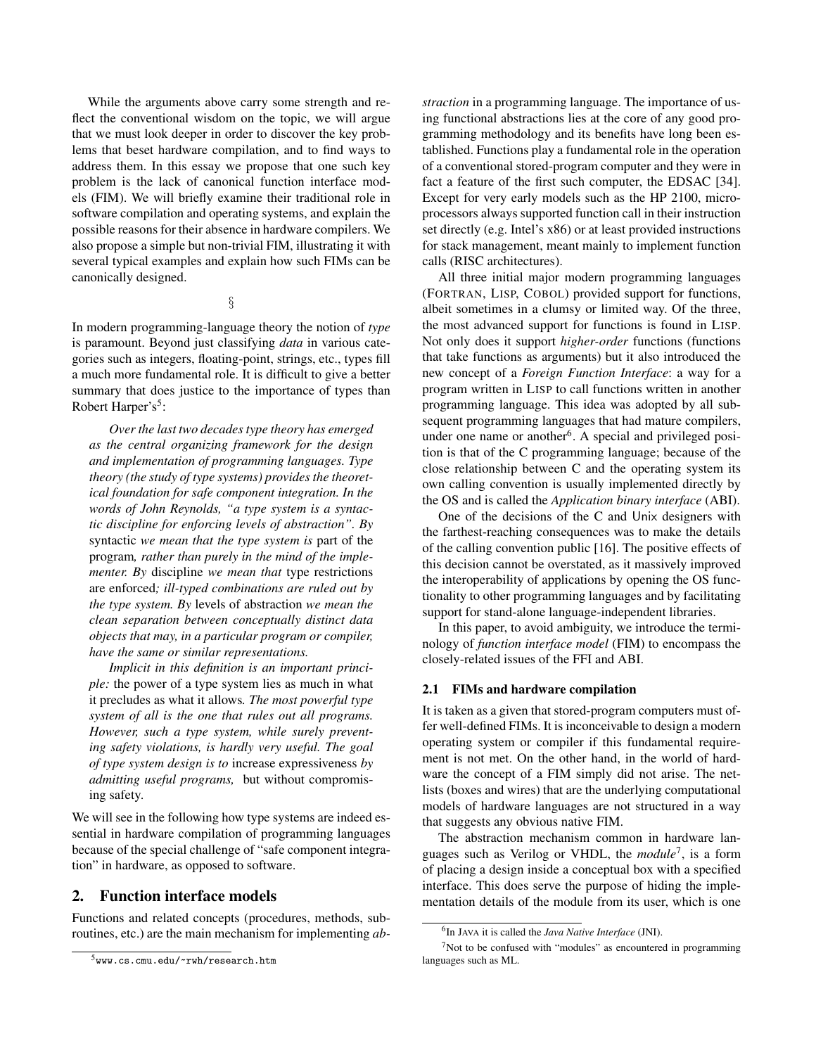While the arguments above carry some strength and reflect the conventional wisdom on the topic, we will argue that we must look deeper in order to discover the key problems that beset hardware compilation, and to find ways to address them. In this essay we propose that one such key problem is the lack of canonical function interface models (FIM). We will briefly examine their traditional role in software compilation and operating systems, and explain the possible reasons for their absence in hardware compilers. We also propose a simple but non-trivial FIM, illustrating it with several typical examples and explain how such FIMs can be canonically designed.

§

In modern programming-language theory the notion of *type* is paramount. Beyond just classifying *data* in various categories such as integers, floating-point, strings, etc., types fill a much more fundamental role. It is difficult to give a better summary that does justice to the importance of types than Robert Harper's[5]:

> *Over the last two decades type theory has emerged as the central organizing framework for the design and implementation of programming languages. Type theory (the study of type systems) provides the theoretical foundation for safe component integration. In the words of John Reynolds, "a type system is a syntactic discipline for enforcing levels of abstraction". By* syntactic *we mean that the type system is* part of the program*, rather than purely in the mind of the implementer. By* discipline *we mean that* type restrictions are enforced*; ill-typed combinations are ruled out by the type system. By* levels of abstraction *we mean the clean separation between conceptually distinct data objects that may, in a particular program or compiler, have the same or similar representations.*
>
> *Implicit in this definition is an important principle:* the power of a type system lies as much in what it precludes as what it allows*. The most powerful type system of all is the one that rules out all programs. However, such a type system, while surely preventing safety violations, is hardly very useful. The goal of type system design is to* increase expressiveness *by admitting useful programs,* but without compromising safety.

We will see in the following how type systems are indeed essential in hardware compilation of programming languages because of the special challenge of "safe component integration" in hardware, as opposed to software.

## 2. Function interface models

Functions and related concepts (procedures, methods, subroutines, etc.) are the main mechanism for implementing *abstraction* in a programming language. The importance of using functional abstractions lies at the core of any good programming methodology and its benefits have long been established. Functions play a fundamental role in the operation of a conventional stored-program computer and they were in fact a feature of the first such computer, the EDSAC [34]. Except for very early models such as the HP 2100, microprocessors always supported function call in their instruction set directly (e.g. Intel's x86) or at least provided instructions for stack management, meant mainly to implement function calls (RISC architectures).

All three initial major modern programming languages (FORTRAN, LISP, COBOL) provided support for functions, albeit sometimes in a clumsy or limited way. Of the three, the most advanced support for functions is found in LISP. Not only does it support *higher-order* functions (functions that take functions as arguments) but it also introduced the new concept of a *Foreign Function Interface*: a way for a program written in LISP to call functions written in another programming language. This idea was adopted by all subsequent programming languages that had mature compilers, under one name or another[6]. A special and privileged position is that of the C programming language; because of the close relationship between C and the operating system its own calling convention is usually implemented directly by the OS and is called the *Application binary interface* (ABI).

One of the decisions of the C and Unix designers with the farthest-reaching consequences was to make the details of the calling convention public [16]. The positive effects of this decision cannot be overstated, as it massively improved the interoperability of applications by opening the OS functionality to other programming languages and by facilitating support for stand-alone language-independent libraries.

In this paper, to avoid ambiguity, we introduce the terminology of *function interface model* (FIM) to encompass the closely-related issues of the FFI and ABI.

### 2.1 FIMs and hardware compilation

It is taken as a given that stored-program computers must offer well-defined FIMs. It is inconceivable to design a modern operating system or compiler if this fundamental requirement is not met. On the other hand, in the world of hardware the concept of a FIM simply did not arise. The netlists (boxes and wires) that are the underlying computational models of hardware languages are not structured in a way that suggests any obvious native FIM.

The abstraction mechanism common in hardware languages such as Verilog or VHDL, the *module*[7], is a form of placing a design inside a conceptual box with a specified interface. This does serve the purpose of hiding the implementation details of the module from its user, which is one

[5] www.cs.cmu.edu/~rwh/research.htm

[6] In JAVA it is called the *Java Native Interface* (JNI).

[7] Not to be confused with "modules" as encountered in programming languages such as ML.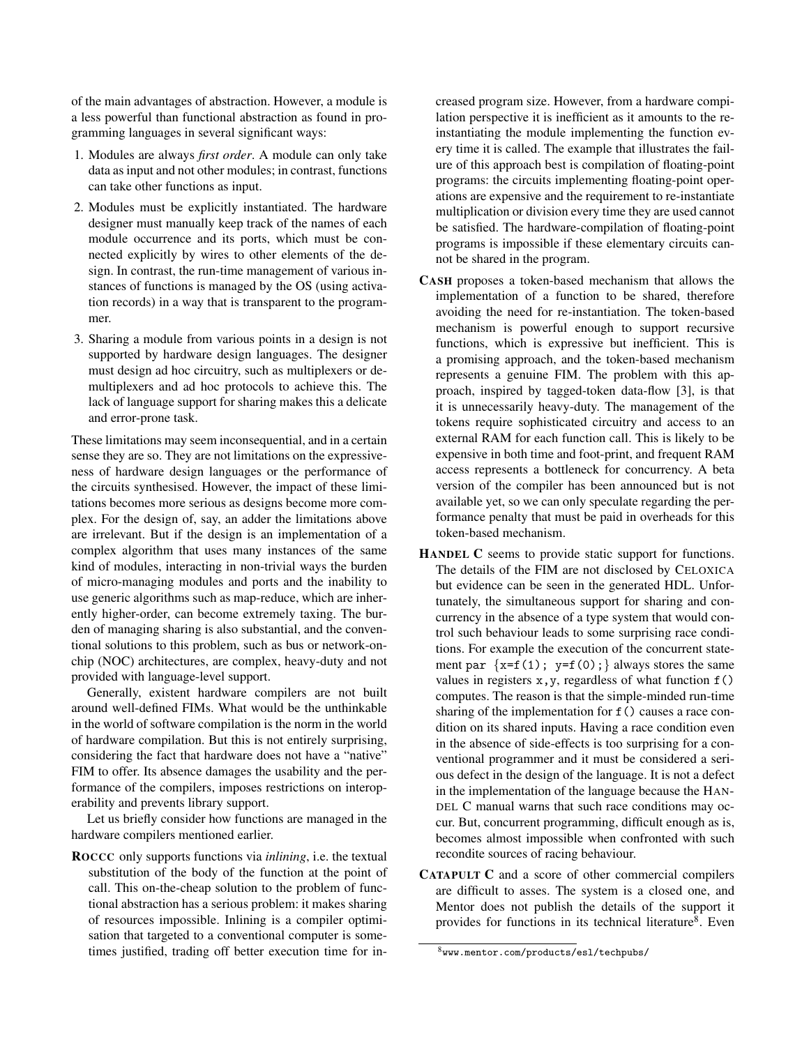of the main advantages of abstraction. However, a module is a less powerful than functional abstraction as found in programming languages in several significant ways:

1. Modules are always *first order*. A module can only take data as input and not other modules; in contrast, functions can take other functions as input.
2. Modules must be explicitly instantiated. The hardware designer must manually keep track of the names of each module occurrence and its ports, which must be connected explicitly by wires to other elements of the design. In contrast, the run-time management of various instances of functions is managed by the OS (using activation records) in a way that is transparent to the programmer.
3. Sharing a module from various points in a design is not supported by hardware design languages. The designer must design ad hoc circuitry, such as multiplexers or demultiplexers and ad hoc protocols to achieve this. The lack of language support for sharing makes this a delicate and error-prone task.

These limitations may seem inconsequential, and in a certain sense they are so. They are not limitations on the expressiveness of hardware design languages or the performance of the circuits synthesised. However, the impact of these limitations becomes more serious as designs become more complex. For the design of, say, an adder the limitations above are irrelevant. But if the design is an implementation of a complex algorithm that uses many instances of the same kind of modules, interacting in non-trivial ways the burden of micro-managing modules and ports and the inability to use generic algorithms such as map-reduce, which are inherently higher-order, can become extremely taxing. The burden of managing sharing is also substantial, and the conventional solutions to this problem, such as bus or network-on-chip (NOC) architectures, are complex, heavy-duty and not provided with language-level support.

Generally, existent hardware compilers are not built around well-defined FIMs. What would be the unthinkable in the world of software compilation is the norm in the world of hardware compilation. But this is not entirely surprising, considering the fact that hardware does not have a "native" FIM to offer. Its absence damages the usability and the performance of the compilers, imposes restrictions on interoperability and prevents library support.

Let us briefly consider how functions are managed in the hardware compilers mentioned earlier.

**ROCCC** only supports functions via *inlining*, i.e. the textual substitution of the body of the function at the point of call. This on-the-cheap solution to the problem of functional abstraction has a serious problem: it makes sharing of resources impossible. Inlining is a compiler optimisation that targeted to a conventional computer is sometimes justified, trading off better execution time for increased program size. However, from a hardware compilation perspective it is inefficient as it amounts to the re-instantiating the module implementing the function every time it is called. The example that illustrates the failure of this approach best is compilation of floating-point programs: the circuits implementing floating-point operations are expensive and the requirement to re-instantiate multiplication or division every time they are used cannot be satisfied. The hardware-compilation of floating-point programs is impossible if these elementary circuits cannot be shared in the program.

**CASH** proposes a token-based mechanism that allows the implementation of a function to be shared, therefore avoiding the need for re-instantiation. The token-based mechanism is powerful enough to support recursive functions, which is expressive but inefficient. This is a promising approach, and the token-based mechanism represents a genuine FIM. The problem with this approach, inspired by tagged-token data-flow [3], is that it is unnecessarily heavy-duty. The management of the tokens require sophisticated circuitry and access to an external RAM for each function call. This is likely to be expensive in both time and foot-print, and frequent RAM access represents a bottleneck for concurrency. A beta version of the compiler has been announced but is not available yet, so we can only speculate regarding the performance penalty that must be paid in overheads for this token-based mechanism.

**HANDEL C** seems to provide static support for functions. The details of the FIM are not disclosed by CELOXICA but evidence can be seen in the generated HDL. Unfortunately, the simultaneous support for sharing and concurrency in the absence of a type system that would control such behaviour leads to some surprising race conditions. For example the execution of the concurrent statement `par {x=f(1); y=f(0);}` always stores the same values in registers `x,y`, regardless of what function `f()` computes. The reason is that the simple-minded run-time sharing of the implementation for `f()` causes a race condition on its shared inputs. Having a race condition even in the absence of side-effects is too surprising for a conventional programmer and it must be considered a serious defect in the design of the language. It is not a defect in the implementation of the language because the HANDEL C manual warns that such race conditions may occur. But, concurrent programming, difficult enough as is, becomes almost impossible when confronted with such recondite sources of racing behaviour.

**CATAPULT C** and a score of other commercial compilers are difficult to asses. The system is a closed one, and Mentor does not publish the details of the support it provides for functions in its technical literature[8]. Even

[8] www.mentor.com/products/esl/techpubs/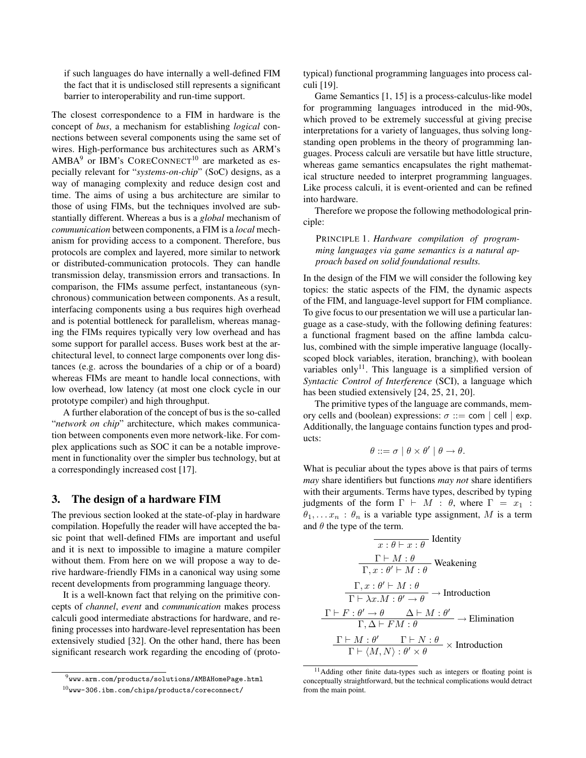if such languages do have internally a well-defined FIM the fact that it is undisclosed still represents a significant barrier to interoperability and run-time support.

The closest correspondence to a FIM in hardware is the concept of *bus*, a mechanism for establishing *logical* connections between several components using the same set of wires. High-performance bus architectures such as ARM's AMBA[9] or IBM's CoreConnect[10] are marketed as especially relevant for "*systems-on-chip*" (SoC) designs, as a way of managing complexity and reduce design cost and time. The aims of using a bus architecture are similar to those of using FIMs, but the techniques involved are substantially different. Whereas a bus is a *global* mechanism of *communication* between components, a FIM is a *local* mechanism for providing access to a component. Therefore, bus protocols are complex and layered, more similar to network or distributed-communication protocols. They can handle transmission delay, transmission errors and transactions. In comparison, the FIMs assume perfect, instantaneous (synchronous) communication between components. As a result, interfacing components using a bus requires high overhead and is potential bottleneck for parallelism, whereas managing the FIMs requires typically very low overhead and has some support for parallel access. Buses work best at the architectural level, to connect large components over long distances (e.g. across the boundaries of a chip or of a board) whereas FIMs are meant to handle local connections, with low overhead, low latency (at most one clock cycle in our prototype compiler) and high throughput.

A further elaboration of the concept of bus is the so-called "*network on chip*" architecture, which makes communication between components even more network-like. For complex applications such as SOC it can be a notable improvement in functionality over the simpler bus technology, but at a correspondingly increased cost [17].

## 3. The design of a hardware FIM

The previous section looked at the state-of-play in hardware compilation. Hopefully the reader will have accepted the basic point that well-defined FIMs are important and useful and it is next to impossible to imagine a mature compiler without them. From here on we will propose a way to derive hardware-friendly FIMs in a canonical way using some recent developments from programming language theory.

It is a well-known fact that relying on the primitive concepts of *channel*, *event* and *communication* makes process calculi good intermediate abstractions for hardware, and refining processes into hardware-level representation has been extensively studied [32]. On the other hand, there has been significant research work regarding the encoding of (prototypical) functional programming languages into process calculi [19].

Game Semantics [1, 15] is a process-calculus-like model for programming languages introduced in the mid-90s, which proved to be extremely successful at giving precise interpretations for a variety of languages, thus solving long-standing open problems in the theory of programming languages. Process calculi are versatile but have little structure, whereas game semantics encapsulates the right mathematical structure needed to interpret programming languages. Like process calculi, it is event-oriented and can be refined into hardware.

Therefore we propose the following methodological principle:

> PRINCIPLE 1. *Hardware compilation of programming languages via game semantics is a natural approach based on solid foundational results.*

In the design of the FIM we will consider the following key topics: the static aspects of the FIM, the dynamic aspects of the FIM, and language-level support for FIM compliance. To give focus to our presentation we will use a particular language as a case-study, with the following defining features: a functional fragment based on the affine lambda calculus, combined with the simple imperative language (locally-scoped block variables, iteration, branching), with boolean variables only[11]. This language is a simplified version of *Syntactic Control of Interference* (SCI), a language which has been studied extensively [24, 25, 21, 20].

The primitive types of the language are commands, memory cells and (boolean) expressions: $\sigma ::= \mathsf{com} \mid \mathsf{cell} \mid \mathsf{exp}$. Additionally, the language contains function types and products:

$$\theta ::= \sigma \mid \theta \times \theta' \mid \theta \to \theta.$$

What is peculiar about the types above is that pairs of terms *may* share identifiers but functions *may not* share identifiers with their arguments. Terms have types, described by typing judgments of the form $\Gamma \vdash M : \theta$, where $\Gamma = x_1 : \theta_1, \ldots x_n : \theta_n$ is a variable type assignment, $M$ is a term and $\theta$ the type of the term.

$$\frac{}{x : \theta \vdash x : \theta}\ \text{Identity}$$

$$\frac{\Gamma \vdash M : \theta}{\Gamma, x : \theta' \vdash M : \theta}\ \text{Weakening}$$

$$\frac{\Gamma, x : \theta' \vdash M : \theta}{\Gamma \vdash \lambda x.M : \theta' \to \theta}\ \to \text{Introduction}$$

$$\frac{\Gamma \vdash F : \theta' \to \theta \qquad \Delta \vdash M : \theta'}{\Gamma, \Delta \vdash FM : \theta}\ \to \text{Elimination}$$

$$\frac{\Gamma \vdash M : \theta' \qquad \Gamma \vdash N : \theta}{\Gamma \vdash \langle M, N \rangle : \theta' \times \theta}\ \times \text{Introduction}$$

---

[9] www.arm.com/products/solutions/AMBAHomePage.html

[10] www-306.ibm.com/chips/products/coreconnect/

[11] Adding other finite data-types such as integers or floating point is conceptually straightforward, but the technical complications would detract from the main point.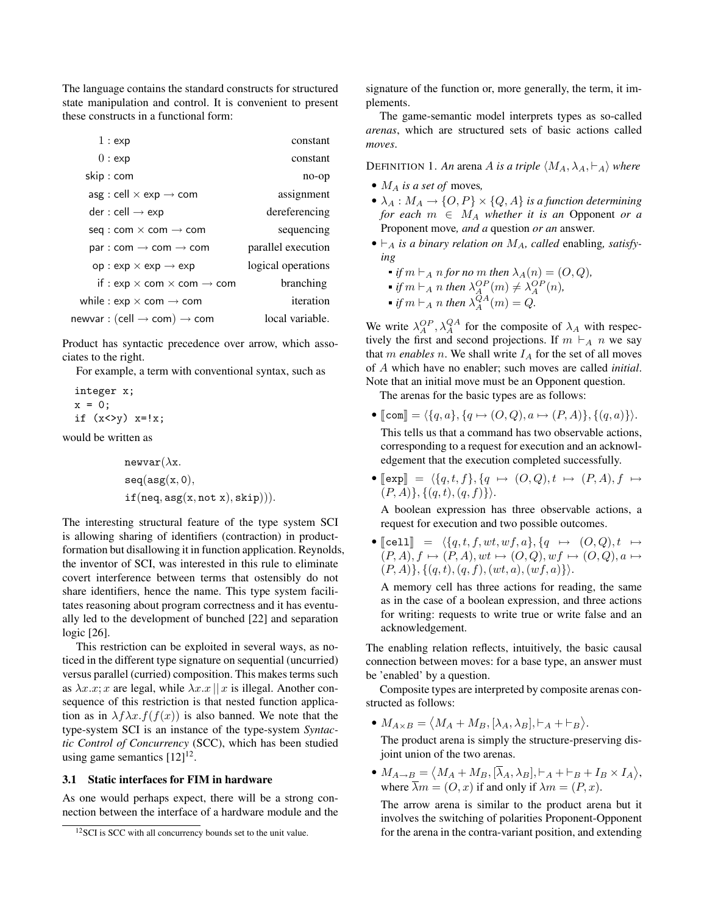The language contains the standard constructs for structured state manipulation and control. It is convenient to present these constructs in a functional form:

| | |
|---|---|
| $1 : \mathsf{exp}$ | constant |
| $0 : \mathsf{exp}$ | constant |
| $\mathsf{skip} : \mathsf{com}$ | no-op |
| $\mathsf{asg} : \mathsf{cell} \times \mathsf{exp} \to \mathsf{com}$ | assignment |
| $\mathsf{der} : \mathsf{cell} \to \mathsf{exp}$ | dereferencing |
| $\mathsf{seq} : \mathsf{com} \times \mathsf{com} \to \mathsf{com}$ | sequencing |
| $\mathsf{par} : \mathsf{com} \to \mathsf{com} \to \mathsf{com}$ | parallel execution |
| $\mathsf{op} : \mathsf{exp} \times \mathsf{exp} \to \mathsf{exp}$ | logical operations |
| $\mathsf{if} : \mathsf{exp} \times \mathsf{com} \times \mathsf{com} \to \mathsf{com}$ | branching |
| $\mathsf{while} : \mathsf{exp} \times \mathsf{com} \to \mathsf{com}$ | iteration |
| $\mathsf{newvar} : (\mathsf{cell} \to \mathsf{com}) \to \mathsf{com}$ | local variable. |

Product has syntactic precedence over arrow, which associates to the right.

For example, a term with conventional syntax, such as

```
integer x;
x = 0;
if (x<>y) x=!x;
```

would be written as

$$\begin{aligned}&\mathtt{newvar}(\lambda \mathtt{x}.\\&\mathtt{seq}(\mathtt{asg}(\mathtt{x}, 0),\\&\mathtt{if}(\mathtt{neq}, \mathtt{asg}(\mathtt{x}, \mathtt{not}\ \mathtt{x}), \mathtt{skip}))).\end{aligned}$$

The interesting structural feature of the type system SCI is allowing sharing of identifiers (contraction) in product-formation but disallowing it in function application. Reynolds, the inventor of SCI, was interested in this rule to eliminate covert interference between terms that ostensibly do not share identifiers, hence the name. This type system facilitates reasoning about program correctness and it has eventually led to the development of bunched [22] and separation logic [26].

This restriction can be exploited in several ways, as noticed in the different type signature on sequential (uncurried) versus parallel (curried) composition. This makes terms such as $\lambda x.x; x$ are legal, while $\lambda x.x \,||\, x$ is illegal. Another consequence of this restriction is that nested function application as in $\lambda f \lambda x.f(f(x))$ is also banned. We note that the type-system SCI is an instance of the type-system *Syntactic Control of Concurrency* (SCC), which has been studied using game semantics [12][12].

### 3.1 Static interfaces for FIM in hardware

As one would perhaps expect, there will be a strong connection between the interface of a hardware module and the signature of the function or, more generally, the term, it implements.

The game-semantic model interprets types as so-called *arenas*, which are structured sets of basic actions called *moves*.

DEFINITION 1. *An* arena $A$ *is a triple* $\langle M_A, \lambda_A, \vdash_A \rangle$ *where*

- $M_A$ *is a set of* moves*,*
- $\lambda_A : M_A \to \{O, P\} \times \{Q, A\}$ *is a function determining for each* $m \in M_A$ *whether it is an* Opponent *or a* Proponent move*, and a* question *or an* answer.
- $\vdash_A$ *is a binary relation on* $M_A$*, called* enabling*, satisfying*
  - *if* $m \vdash_A n$ *for no* $m$ *then* $\lambda_A(n) = (O, Q)$*,*
  - *if* $m \vdash_A n$ *then* $\lambda_A^{OP}(m) \neq \lambda_A^{OP}(n)$*,*
  - *if* $m \vdash_A n$ *then* $\lambda_A^{QA}(m) = Q$.

We write $\lambda_A^{OP}, \lambda_A^{QA}$ for the composite of $\lambda_A$ with respectively the first and second projections. If $m \vdash_A n$ we say that $m$ *enables* $n$. We shall write $I_A$ for the set of all moves of $A$ which have no enabler; such moves are called *initial*. Note that an initial move must be an Opponent question.

The arenas for the basic types are as follows:

- $[\![\mathtt{com}]\!] = \langle \{q, a\}, \{q \mapsto (O, Q), a \mapsto (P, A)\}, \{(q, a)\} \rangle$.

  This tells us that a command has two observable actions, corresponding to a request for execution and an acknowledgement that the execution completed successfully.
- $[\![\mathtt{exp}]\!] = \langle \{q, t, f\}, \{q \mapsto (O, Q), t \mapsto (P, A), f \mapsto (P, A)\}, \{(q, t), (q, f)\} \rangle$.

  A boolean expression has three observable actions, a request for execution and two possible outcomes.
- $[\![\mathtt{cell}]\!] = \langle \{q, t, f, wt, wf, a\}, \{q \mapsto (O, Q), t \mapsto (P, A), f \mapsto (P, A), wt \mapsto (O, Q), wf \mapsto (O, Q), a \mapsto (P, A)\}, \{(q, t), (q, f), (wt, a), (wf, a)\} \rangle$.

  A memory cell has three actions for reading, the same as in the case of a boolean expression, and three actions for writing: requests to write true or write false and an acknowledgement.

The enabling relation reflects, intuitively, the basic causal connection between moves: for a base type, an answer must be 'enabled' by a question.

Composite types are interpreted by composite arenas constructed as follows:

- $M_{A \times B} = \langle M_A + M_B, [\lambda_A, \lambda_B], \vdash_A + \vdash_B \rangle$.

  The product arena is simply the structure-preserving disjoint union of the two arenas.
- $M_{A \to B} = \langle M_A + M_B, [\overline{\lambda}_A, \lambda_B], \vdash_A + \vdash_B + I_B \times I_A \rangle$, where $\overline{\lambda} m = (O, x)$ if and only if $\lambda m = (P, x)$.

  The arrow arena is similar to the product arena but it involves the switching of polarities Proponent-Opponent for the arena in the contra-variant position, and extending

[12] SCI is SCC with all concurrency bounds set to the unit value.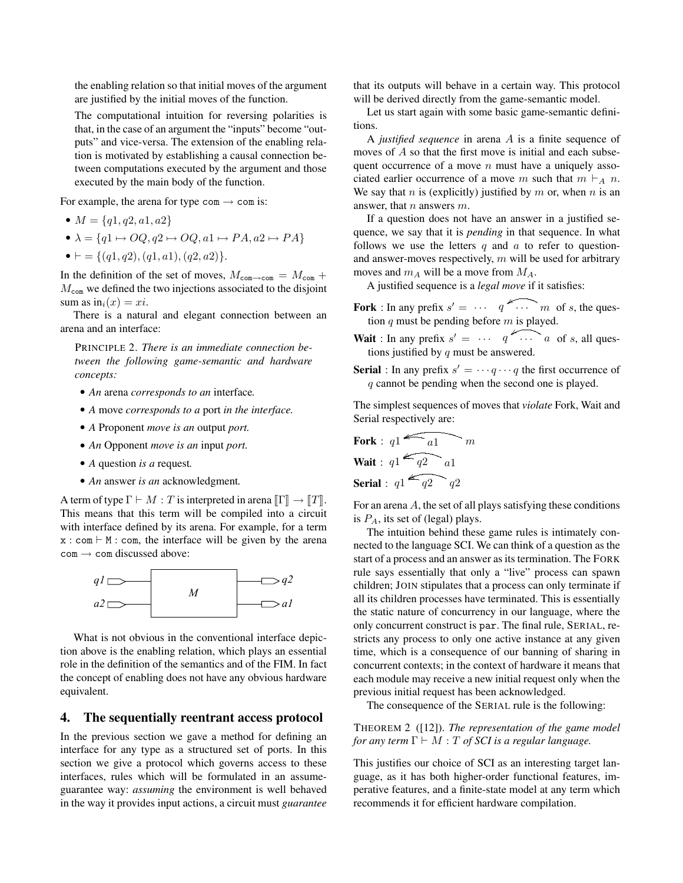the enabling relation so that initial moves of the argument are justified by the initial moves of the function.

The computational intuition for reversing polarities is that, in the case of an argument the "inputs" become "outputs" and vice-versa. The extension of the enabling relation is motivated by establishing a causal connection between computations executed by the argument and those executed by the main body of the function.

For example, the arena for type com → com is:

- $M = \{q1, q2, a1, a2\}$
- $\lambda = \{q1 \mapsto OQ, q2 \mapsto OQ, a1 \mapsto PA, a2 \mapsto PA\}$
- $\vdash = \{(q1, q2), (q1, a1), (q2, a2)\}$.

In the definition of the set of moves, $M_{\texttt{com}\to\texttt{com}} = M_{\texttt{com}} + M_{\texttt{com}}$ we defined the two injections associated to the disjoint sum as $\text{in}_i(x) = xi$.

There is a natural and elegant connection between an arena and an interface:

PRINCIPLE 2. *There is an immediate connection between the following game-semantic and hardware concepts:*

- *An* arena *corresponds to an* interface*.*
- *A* move *corresponds to a* port *in the interface.*
- *A* Proponent *move is an* output *port.*
- *An* Opponent *move is an* input *port.*
- *A* question *is a* request*.*
- *An* answer *is an* acknowledgment*.*

A term of type $\Gamma \vdash M : T$ is interpreted in arena $[\![\Gamma]\!] \to [\![T]\!]$. This means that this term will be compiled into a circuit with interface defined by its arena. For example, for a term x : com ⊢ M : com, the interface will be given by the arena com → com discussed above:

What is not obvious in the conventional interface depiction above is the enabling relation, which plays an essential role in the definition of the semantics and of the FIM. In fact the concept of enabling does not have any obvious hardware equivalent.

## 4. The sequentially reentrant access protocol

In the previous section we gave a method for defining an interface for any type as a structured set of ports. In this section we give a protocol which governs access to these interfaces, rules which will be formulated in an assume-guarantee way: *assuming* the environment is well behaved in the way it provides input actions, a circuit must *guarantee* that its outputs will behave in a certain way. This protocol will be derived directly from the game-semantic model.

Let us start again with some basic game-semantic definitions.

A *justified sequence* in arena $A$ is a finite sequence of moves of $A$ so that the first move is initial and each subsequent occurrence of a move $n$ must have a uniquely associated earlier occurrence of a move $m$ such that $m \vdash_A n$. We say that $n$ is (explicitly) justified by $m$ or, when $n$ is an answer, that $n$ answers $m$.

If a question does not have an answer in a justified sequence, we say that it is *pending* in that sequence. In what follows we use the letters $q$ and $a$ to refer to question- and answer-moves respectively, $m$ will be used for arbitrary moves and $m_A$ will be a move from $M_A$.

A justified sequence is a *legal move* if it satisfies:

**Fork** : In any prefix $s' = \cdots\ q \cdots m$ of $s$, the question $q$ must be pending before $m$ is played.

**Wait** : In any prefix $s' = \cdots\ q \cdots a$ of $s$, all questions justified by $q$ must be answered.

**Serial** : In any prefix $s' = \cdots q \cdots q$ the first occurrence of $q$ cannot be pending when the second one is played.

The simplest sequences of moves that *violate* Fork, Wait and Serial respectively are:

**Fork** : $q1\ a1\ m$

**Wait** : $q1\ q2\ a1$

**Serial** : $q1\ q2\ q2$

For an arena $A$, the set of all plays satisfying these conditions is $P_A$, its set of (legal) plays.

The intuition behind these game rules is intimately connected to the language SCI. We can think of a question as the start of a process and an answer as its termination. The FORK rule says essentially that only a "live" process can spawn children; JOIN stipulates that a process can only terminate if all its children processes have terminated. This is essentially the static nature of concurrency in our language, where the only concurrent construct is par. The final rule, SERIAL, restricts any process to only one active instance at any given time, which is a consequence of our banning of sharing in concurrent contexts; in the context of hardware it means that each module may receive a new initial request only when the previous initial request has been acknowledged.

The consequence of the SERIAL rule is the following:

THEOREM 2 ([12]). *The representation of the game model for any term $\Gamma \vdash M : T$ of SCI is a regular language.*

This justifies our choice of SCI as an interesting target language, as it has both higher-order functional features, imperative features, and a finite-state model at any term which recommends it for efficient hardware compilation.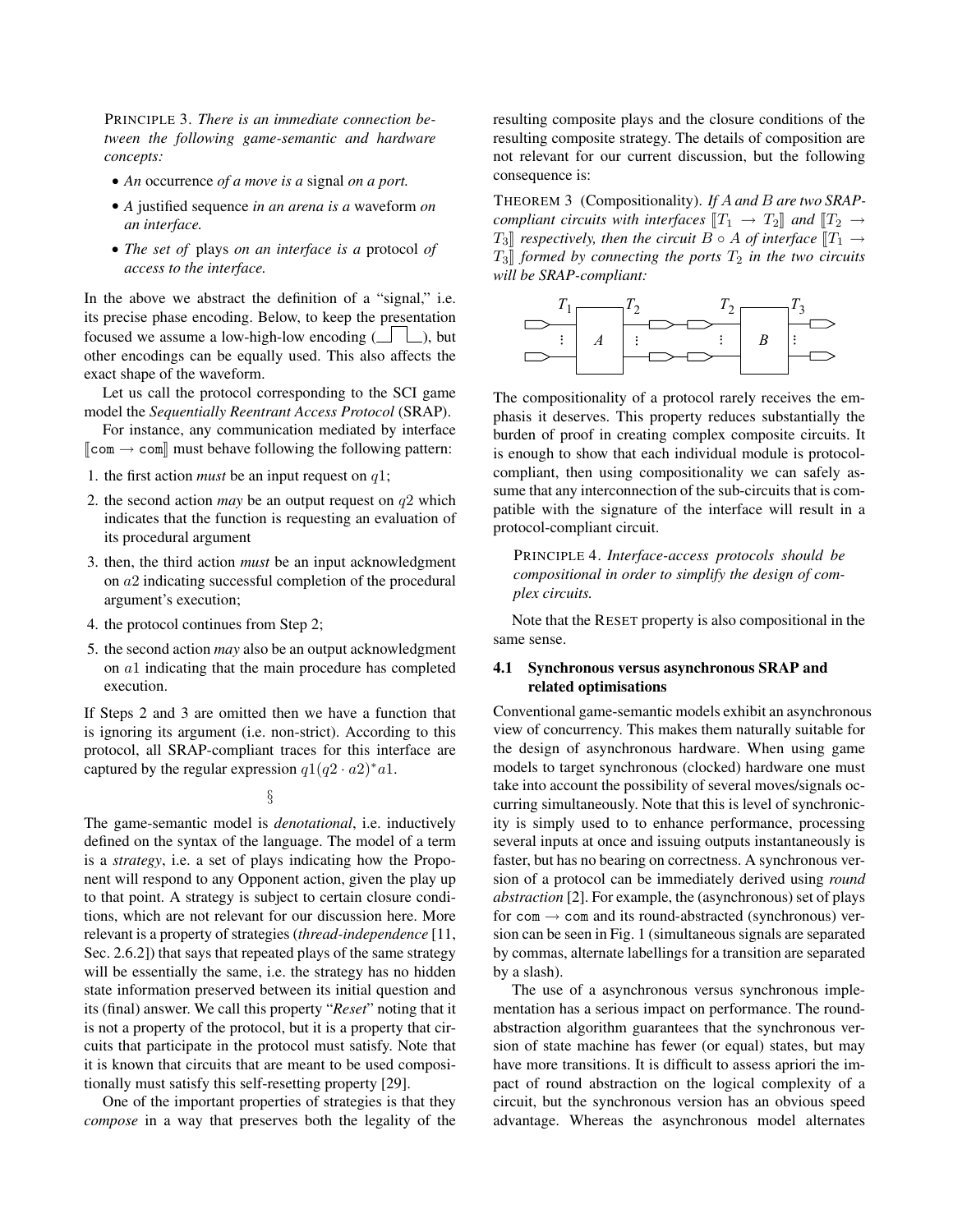PRINCIPLE 3. *There is an immediate connection between the following game-semantic and hardware concepts:*

- *An* occurrence *of a move is a* signal *on a port.*
- *A* justified sequence *in an arena is a* waveform *on an interface.*
- *The set of* plays *on an interface is a* protocol *of access to the interface.*

In the above we abstract the definition of a "signal," i.e. its precise phase encoding. Below, to keep the presentation focused we assume a low-high-low encoding (\_⎍\_), but other encodings can be equally used. This also affects the exact shape of the waveform.

Let us call the protocol corresponding to the SCI game model the *Sequentially Reentrant Access Protocol* (SRAP).

For instance, any communication mediated by interface $[\![\mathtt{com} \to \mathtt{com}]\!]$ must behave following the following pattern:

1. the first action *must* be an input request on $q1$;
2. the second action *may* be an output request on $q2$ which indicates that the function is requesting an evaluation of its procedural argument
3. then, the third action *must* be an input acknowledgment on $a2$ indicating successful completion of the procedural argument's execution;
4. the protocol continues from Step 2;
5. the second action *may* also be an output acknowledgment on $a1$ indicating that the main procedure has completed execution.

If Steps 2 and 3 are omitted then we have a function that is ignoring its argument (i.e. non-strict). According to this protocol, all SRAP-compliant traces for this interface are captured by the regular expression $q1(q2 \cdot a2)^*a1$.

§

The game-semantic model is *denotational*, i.e. inductively defined on the syntax of the language. The model of a term is a *strategy*, i.e. a set of plays indicating how the Proponent will respond to any Opponent action, given the play up to that point. A strategy is subject to certain closure conditions, which are not relevant for our discussion here. More relevant is a property of strategies (*thread-independence* [11, Sec. 2.6.2]) that says that repeated plays of the same strategy will be essentially the same, i.e. the strategy has no hidden state information preserved between its initial question and its (final) answer. We call this property "*Reset*" noting that it is not a property of the protocol, but it is a property that circuits that participate in the protocol must satisfy. Note that it is known that circuits that are meant to be used compositionally must satisfy this self-resetting property [29].

One of the important properties of strategies is that they *compose* in a way that preserves both the legality of the resulting composite plays and the closure conditions of the resulting composite strategy. The details of composition are not relevant for our current discussion, but the following consequence is:

THEOREM 3 (Compositionality). *If $A$ and $B$ are two SRAP-compliant circuits with interfaces $[\![T_1 \to T_2]\!]$ and $[\![T_2 \to T_3]\!]$ respectively, then the circuit $B \circ A$ of interface $[\![T_1 \to T_3]\!]$ formed by connecting the ports $T_2$ in the two circuits will be SRAP-compliant:*

The compositionality of a protocol rarely receives the emphasis it deserves. This property reduces substantially the burden of proof in creating complex composite circuits. It is enough to show that each individual module is protocol-compliant, then using compositionality we can safely assume that any interconnection of the sub-circuits that is compatible with the signature of the interface will result in a protocol-compliant circuit.

PRINCIPLE 4. *Interface-access protocols should be compositional in order to simplify the design of complex circuits.*

Note that the RESET property is also compositional in the same sense.

### 4.1 Synchronous versus asynchronous SRAP and related optimisations

Conventional game-semantic models exhibit an asynchronous view of concurrency. This makes them naturally suitable for the design of asynchronous hardware. When using game models to target synchronous (clocked) hardware one must take into account the possibility of several moves/signals occurring simultaneously. Note that this is level of synchronicity is simply used to to enhance performance, processing several inputs at once and issuing outputs instantaneously is faster, but has no bearing on correctness. A synchronous version of a protocol can be immediately derived using *round abstraction* [2]. For example, the (asynchronous) set of plays for com → com and its round-abstracted (synchronous) version can be seen in Fig. 1 (simultaneous signals are separated by commas, alternate labellings for a transition are separated by a slash).

The use of a asynchronous versus synchronous implementation has a serious impact on performance. The round-abstraction algorithm guarantees that the synchronous version of state machine has fewer (or equal) states, but may have more transitions. It is difficult to assess apriori the impact of round abstraction on the logical complexity of a circuit, but the synchronous version has an obvious speed advantage. Whereas the asynchronous model alternates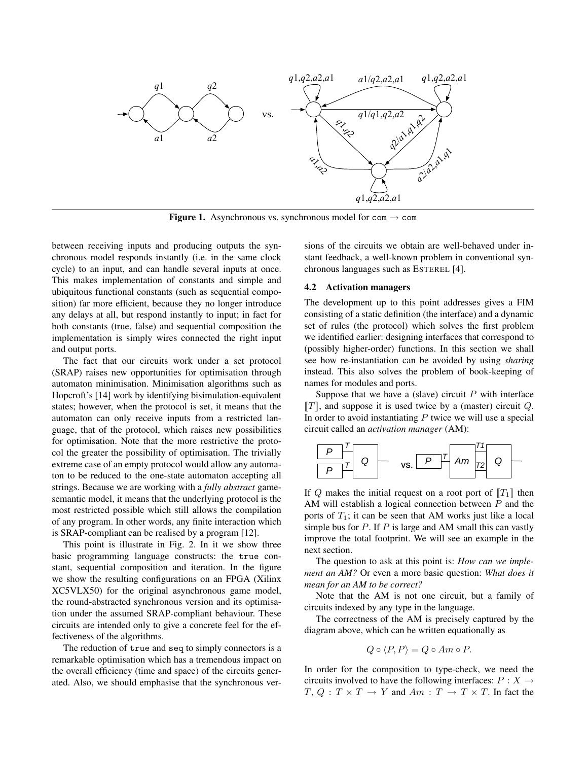**Figure 1.** Asynchronous vs. synchronous model for `com` → `com`

between receiving inputs and producing outputs the synchronous model responds instantly (i.e. in the same clock cycle) to an input, and can handle several inputs at once. This makes implementation of constants and simple and ubiquitous functional constants (such as sequential composition) far more efficient, because they no longer introduce any delays at all, but respond instantly to input; in fact for both constants (true, false) and sequential composition the implementation is simply wires connected the right input and output ports.

The fact that our circuits work under a set protocol (SRAP) raises new opportunities for optimisation through automaton minimisation. Minimisation algorithms such as Hopcroft's [14] work by identifying bisimulation-equivalent states; however, when the protocol is set, it means that the automaton can only receive inputs from a restricted language, that of the protocol, which raises new possibilities for optimisation. Note that the more restrictive the protocol the greater the possibility of optimisation. The trivially extreme case of an empty protocol would allow any automaton to be reduced to the one-state automaton accepting all strings. Because we are working with a *fully abstract* game-semantic model, it means that the underlying protocol is the most restricted possible which still allows the compilation of any program. In other words, any finite interaction which is SRAP-compliant can be realised by a program [12].

This point is illustrate in Fig. 2. In it we show three basic programming language constructs: the `true` constant, sequential composition and iteration. In the figure we show the resulting configurations on an FPGA (Xilinx XC5VLX50) for the original asynchronous game model, the round-abstracted synchronous version and its optimisation under the assumed SRAP-compliant behaviour. These circuits are intended only to give a concrete feel for the effectiveness of the algorithms.

The reduction of `true` and `seq` to simply connectors is a remarkable optimisation which has a tremendous impact on the overall efficiency (time and space) of the circuits generated. Also, we should emphasise that the synchronous versions of the circuits we obtain are well-behaved under instant feedback, a well-known problem in conventional synchronous languages such as ESTEREL [4].

### 4.2 Activation managers

The development up to this point addresses gives a FIM consisting of a static definition (the interface) and a dynamic set of rules (the protocol) which solves the first problem we identified earlier: designing interfaces that correspond to (possibly higher-order) functions. In this section we shall see how re-instantiation can be avoided by using *sharing* instead. This also solves the problem of book-keeping of names for modules and ports.

Suppose that we have a (slave) circuit $P$ with interface $[\![T]\!]$, and suppose it is used twice by a (master) circuit $Q$. In order to avoid instantiating $P$ twice we will use a special circuit called an *activation manager* (AM):

If $Q$ makes the initial request on a root port of $[\![T_1]\!]$ then AM will establish a logical connection between $P$ and the ports of $T_1$; it can be seen that AM works just like a local simple bus for $P$. If $P$ is large and AM small this can vastly improve the total footprint. We will see an example in the next section.

The question to ask at this point is: *How can we implement an AM?* Or even a more basic question: *What does it mean for an AM to be correct?*

Note that the AM is not one circuit, but a family of circuits indexed by any type in the language.

The correctness of the AM is precisely captured by the diagram above, which can be written equationally as

$$Q \circ \langle P, P \rangle = Q \circ Am \circ P.$$

In order for the composition to type-check, we need the circuits involved to have the following interfaces: $P : X \to T$, $Q : T \times T \to Y$ and $Am : T \to T \times T$. In fact the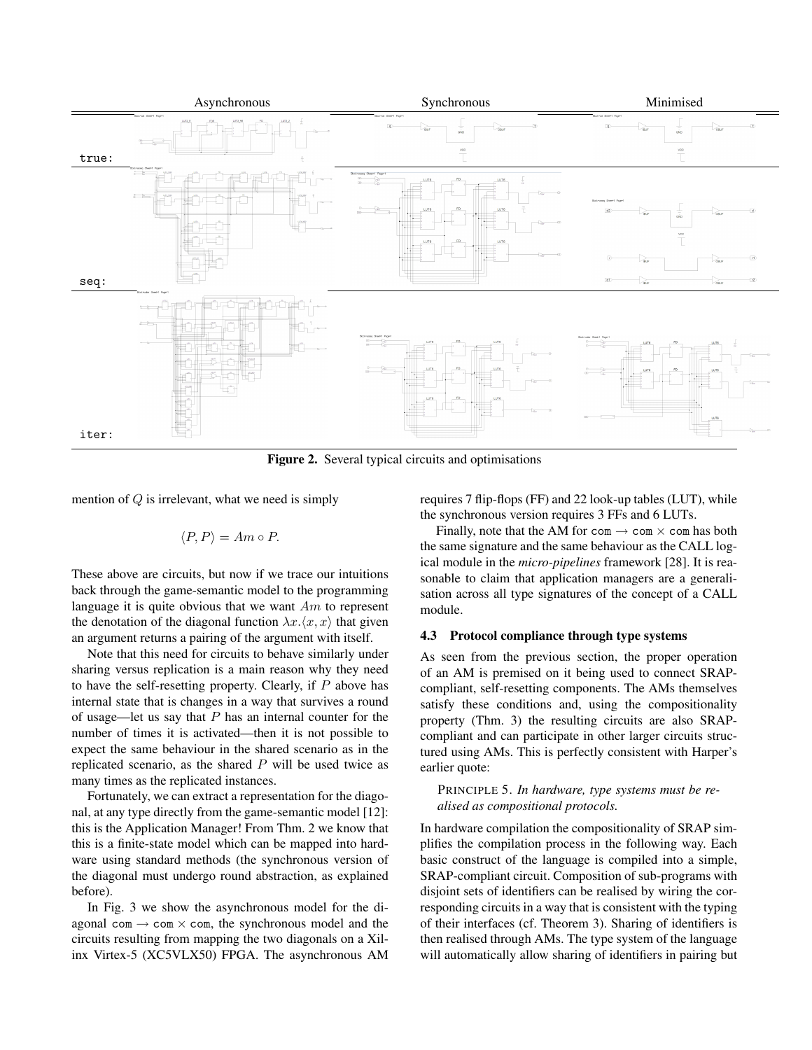| | Asynchronous | Synchronous | Minimised |
|---|---|---|---|
| true: | | | |
| seq: | | | |
| iter: | | | |

**Figure 2.** Several typical circuits and optimisations

mention of $Q$ is irrelevant, what we need is simply

$$\langle P, P \rangle = Am \circ P.$$

These above are circuits, but now if we trace our intuitions back through the game-semantic model to the programming language it is quite obvious that we want $Am$ to represent the denotation of the diagonal function $\lambda x.\langle x, x \rangle$ that given an argument returns a pairing of the argument with itself.

Note that this need for circuits to behave similarly under sharing versus replication is a main reason why they need to have the self-resetting property. Clearly, if $P$ above has internal state that is changes in a way that survives a round of usage—let us say that $P$ has an internal counter for the number of times it is activated—then it is not possible to expect the same behaviour in the shared scenario as in the replicated scenario, as the shared $P$ will be used twice as many times as the replicated instances.

Fortunately, we can extract a representation for the diagonal, at any type directly from the game-semantic model [12]: this is the Application Manager! From Thm. 2 we know that this is a finite-state model which can be mapped into hardware using standard methods (the synchronous version of the diagonal must undergo round abstraction, as explained before).

In Fig. 3 we show the asynchronous model for the diagonal $\texttt{com} \rightarrow \texttt{com} \times \texttt{com}$, the synchronous model and the circuits resulting from mapping the two diagonals on a Xilinx Virtex-5 (XC5VLX50) FPGA. The asynchronous AM requires 7 flip-flops (FF) and 22 look-up tables (LUT), while the synchronous version requires 3 FFs and 6 LUTs.

Finally, note that the AM for $\texttt{com} \rightarrow \texttt{com} \times \texttt{com}$ has both the same signature and the same behaviour as the CALL logical module in the *micro-pipelines* framework [28]. It is reasonable to claim that application managers are a generalisation across all type signatures of the concept of a CALL module.

### 4.3 Protocol compliance through type systems

As seen from the previous section, the proper operation of an AM is premised on it being used to connect SRAP-compliant, self-resetting components. The AMs themselves satisfy these conditions and, using the compositionality property (Thm. 3) the resulting circuits are also SRAP-compliant and can participate in other larger circuits structured using AMs. This is perfectly consistent with Harper's earlier quote:

PRINCIPLE 5. *In hardware, type systems must be realised as compositional protocols.*

In hardware compilation the compositionality of SRAP simplifies the compilation process in the following way. Each basic construct of the language is compiled into a simple, SRAP-compliant circuit. Composition of sub-programs with disjoint sets of identifiers can be realised by wiring the corresponding circuits in a way that is consistent with the typing of their interfaces (cf. Theorem 3). Sharing of identifiers is then realised through AMs. The type system of the language will automatically allow sharing of identifiers in pairing but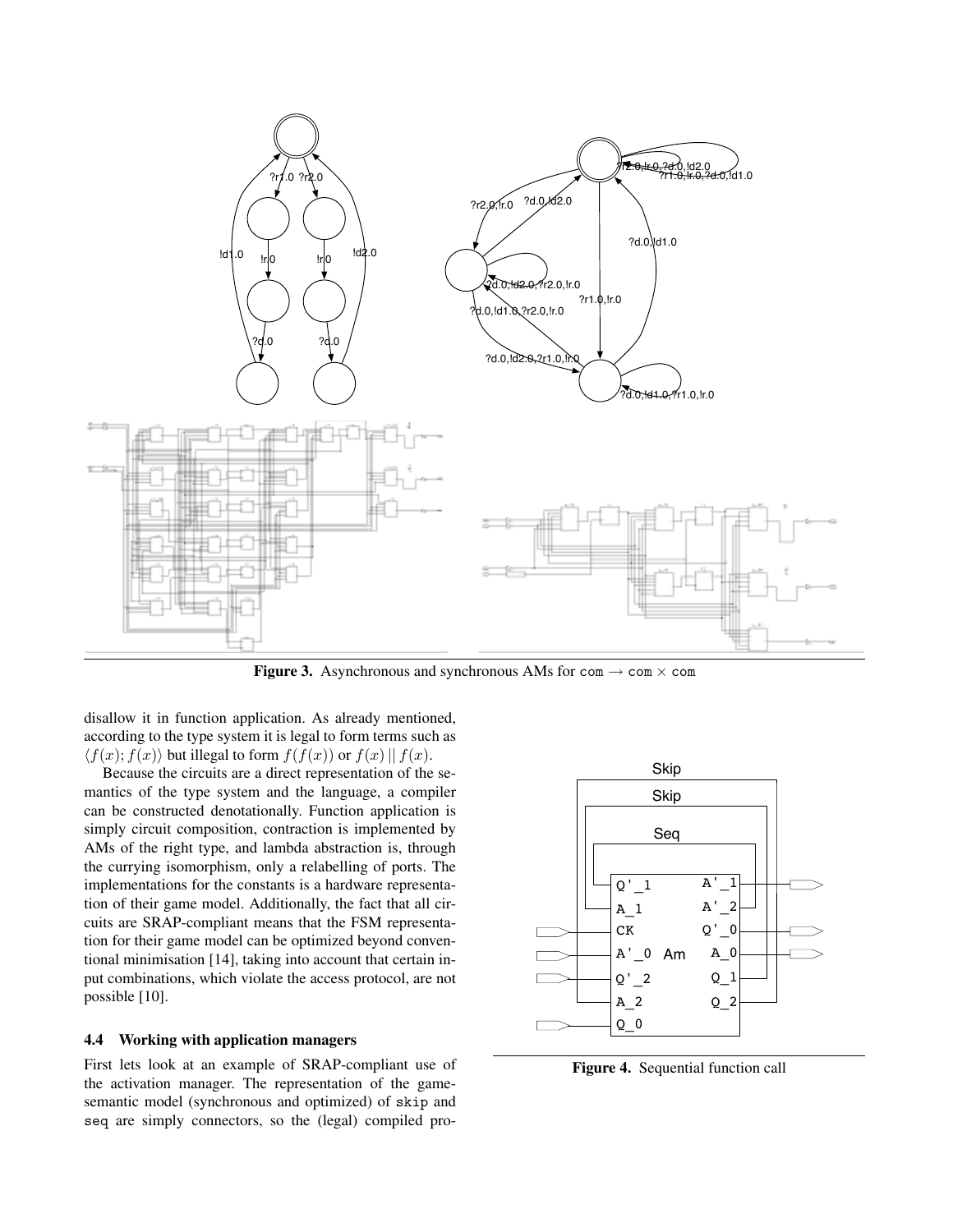**Figure 3.** Asynchronous and synchronous AMs for com → com × com

disallow it in function application. As already mentioned, according to the type system it is legal to form terms such as $\langle f(x); f(x)\rangle$ but illegal to form $f(f(x))$ or $f(x) \mid\mid f(x)$.

Because the circuits are a direct representation of the semantics of the type system and the language, a compiler can be constructed denotationally. Function application is simply circuit composition, contraction is implemented by AMs of the right type, and lambda abstraction is, through the currying isomorphism, only a relabelling of ports. The implementations for the constants is a hardware representation of their game model. Additionally, the fact that all circuits are SRAP-compliant means that the FSM representation for their game model can be optimized beyond conventional minimisation [14], taking into account that certain input combinations, which violate the access protocol, are not possible [10].

### 4.4 Working with application managers

First lets look at an example of SRAP-compliant use of the activation manager. The representation of the game-semantic model (synchronous and optimized) of skip and seq are simply connectors, so the (legal) compiled pro-

**Figure 4.** Sequential function call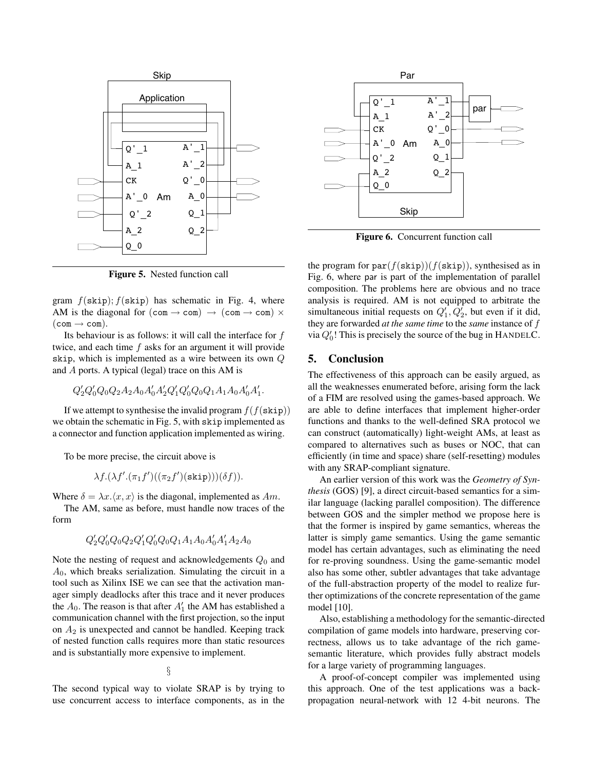Figure 5. Nested function call

gram $f(\texttt{skip}); f(\texttt{skip})$ has schematic in Fig. 4, where AM is the diagonal for $(\texttt{com} \rightarrow \texttt{com}) \rightarrow (\texttt{com} \rightarrow \texttt{com}) \times (\texttt{com} \rightarrow \texttt{com})$.

Its behaviour is as follows: it will call the interface for $f$ twice, and each time $f$ asks for an argument it will provide skip, which is implemented as a wire between its own $Q$ and $A$ ports. A typical (legal) trace on this AM is

$$Q_2'Q_0'Q_0Q_2A_2A_0A_0'A_2'Q_1'Q_0'Q_0Q_1A_1A_0A_0'A_1'.$$

If we attempt to synthesise the invalid program $f(f(\texttt{skip}))$ we obtain the schematic in Fig. 5, with skip implemented as a connector and function application implemented as wiring.

To be more precise, the circuit above is

$$\lambda f.(\lambda f'.(\pi_1 f')((\pi_2 f')(\texttt{skip})))(\delta f)).$$

Where $\delta = \lambda x.\langle x, x\rangle$ is the diagonal, implemented as $Am$.

The AM, same as before, must handle now traces of the form

$$Q_2'Q_0'Q_0Q_2Q_1'Q_0'Q_0Q_1A_1A_0A_0'A_1'A_2A_0$$

Note the nesting of request and acknowledgements $Q_0$ and $A_0$, which breaks serialization. Simulating the circuit in a tool such as Xilinx ISE we can see that the activation manager simply deadlocks after this trace and it never produces the $A_0$. The reason is that after $A_1'$ the AM has established a communication channel with the first projection, so the input on $A_2$ is unexpected and cannot be handled. Keeping track of nested function calls requires more than static resources and is substantially more expensive to implement.

§

The second typical way to violate SRAP is by trying to use concurrent access to interface components, as in the

Figure 6. Concurrent function call

the program for $\texttt{par}(f(\texttt{skip}))(f(\texttt{skip}))$, synthesised as in Fig. 6, where par is part of the implementation of parallel composition. The problems here are obvious and no trace analysis is required. AM is not equipped to arbitrate the simultaneous initial requests on $Q_1', Q_2'$, but even if it did, they are forwarded *at the same time* to the *same* instance of $f$ via $Q_0'$! This is precisely the source of the bug in HANDELC.

## 5. Conclusion

The effectiveness of this approach can be easily argued, as all the weaknesses enumerated before, arising form the lack of a FIM are resolved using the games-based approach. We are able to define interfaces that implement higher-order functions and thanks to the well-defined SRA protocol we can construct (automatically) light-weight AMs, at least as compared to alternatives such as buses or NOC, that can efficiently (in time and space) share (self-resetting) modules with any SRAP-compliant signature.

An earlier version of this work was the *Geometry of Synthesis* (GOS) [9], a direct circuit-based semantics for a similar language (lacking parallel composition). The difference between GOS and the simpler method we propose here is that the former is inspired by game semantics, whereas the latter is simply game semantics. Using the game semantic model has certain advantages, such as eliminating the need for re-proving soundness. Using the game-semantic model also has some other, subtler advantages that take advantage of the full-abstraction property of the model to realize further optimizations of the concrete representation of the game model [10].

Also, establishing a methodology for the semantic-directed compilation of game models into hardware, preserving correctness, allows us to take advantage of the rich game-semantic literature, which provides fully abstract models for a large variety of programming languages.

A proof-of-concept compiler was implemented using this approach. One of the test applications was a back-propagation neural-network with 12 4-bit neurons. The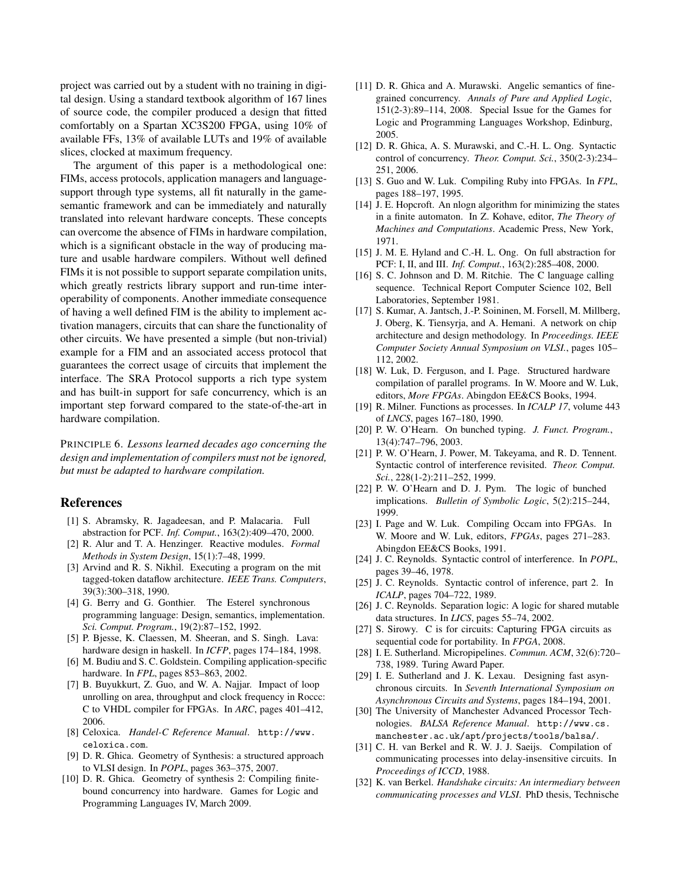project was carried out by a student with no training in digital design. Using a standard textbook algorithm of 167 lines of source code, the compiler produced a design that fitted comfortably on a Spartan XC3S200 FPGA, using 10% of available FFs, 13% of available LUTs and 19% of available slices, clocked at maximum frequency.

The argument of this paper is a methodological one: FIMs, access protocols, application managers and language-support through type systems, all fit naturally in the game-semantic framework and can be immediately and naturally translated into relevant hardware concepts. These concepts can overcome the absence of FIMs in hardware compilation, which is a significant obstacle in the way of producing mature and usable hardware compilers. Without well defined FIMs it is not possible to support separate compilation units, which greatly restricts library support and run-time interoperability of components. Another immediate consequence of having a well defined FIM is the ability to implement activation managers, circuits that can share the functionality of other circuits. We have presented a simple (but non-trivial) example for a FIM and an associated access protocol that guarantees the correct usage of circuits that implement the interface. The SRA Protocol supports a rich type system and has built-in support for safe concurrency, which is an important step forward compared to the state-of-the-art in hardware compilation.

PRINCIPLE 6. *Lessons learned decades ago concerning the design and implementation of compilers must not be ignored, but must be adapted to hardware compilation.*

## References

[1] S. Abramsky, R. Jagadeesan, and P. Malacaria. Full abstraction for PCF. *Inf. Comput.*, 163(2):409–470, 2000.

[2] R. Alur and T. A. Henzinger. Reactive modules. *Formal Methods in System Design*, 15(1):7–48, 1999.

[3] Arvind and R. S. Nikhil. Executing a program on the mit tagged-token dataflow architecture. *IEEE Trans. Computers*, 39(3):300–318, 1990.

[4] G. Berry and G. Gonthier. The Esterel synchronous programming language: Design, semantics, implementation. *Sci. Comput. Program.*, 19(2):87–152, 1992.

[5] P. Bjesse, K. Claessen, M. Sheeran, and S. Singh. Lava: hardware design in haskell. In *ICFP*, pages 174–184, 1998.

[6] M. Budiu and S. C. Goldstein. Compiling application-specific hardware. In *FPL*, pages 853–863, 2002.

[7] B. Buyukkurt, Z. Guo, and W. A. Najjar. Impact of loop unrolling on area, throughput and clock frequency in Roccc: C to VHDL compiler for FPGAs. In *ARC*, pages 401–412, 2006.

[8] Celoxica. *Handel-C Reference Manual*. http://www.celoxica.com.

[9] D. R. Ghica. Geometry of Synthesis: a structured approach to VLSI design. In *POPL*, pages 363–375, 2007.

[10] D. R. Ghica. Geometry of synthesis 2: Compiling finite-bound concurrency into hardware. Games for Logic and Programming Languages IV, March 2009.

[11] D. R. Ghica and A. Murawski. Angelic semantics of fine-grained concurrency. *Annals of Pure and Applied Logic*, 151(2-3):89–114, 2008. Special Issue for the Games for Logic and Programming Languages Workshop, Edinburg, 2005.

[12] D. R. Ghica, A. S. Murawski, and C.-H. L. Ong. Syntactic control of concurrency. *Theor. Comput. Sci.*, 350(2-3):234–251, 2006.

[13] S. Guo and W. Luk. Compiling Ruby into FPGAs. In *FPL*, pages 188–197, 1995.

[14] J. E. Hopcroft. An nlogn algorithm for minimizing the states in a finite automaton. In Z. Kohave, editor, *The Theory of Machines and Computations*. Academic Press, New York, 1971.

[15] J. M. E. Hyland and C.-H. L. Ong. On full abstraction for PCF: I, II, and III. *Inf. Comput.*, 163(2):285–408, 2000.

[16] S. C. Johnson and D. M. Ritchie. The C language calling sequence. Technical Report Computer Science 102, Bell Laboratories, September 1981.

[17] S. Kumar, A. Jantsch, J.-P. Soininen, M. Forsell, M. Millberg, J. Oberg, K. Tiensyrja, and A. Hemani. A network on chip architecture and design methodology. In *Proceedings. IEEE Computer Society Annual Symposium on VLSI.*, pages 105–112, 2002.

[18] W. Luk, D. Ferguson, and I. Page. Structured hardware compilation of parallel programs. In W. Moore and W. Luk, editors, *More FPGAs*. Abingdon EE&CS Books, 1994.

[19] R. Milner. Functions as processes. In *ICALP 17*, volume 443 of *LNCS*, pages 167–180, 1990.

[20] P. W. O'Hearn. On bunched typing. *J. Funct. Program.*, 13(4):747–796, 2003.

[21] P. W. O'Hearn, J. Power, M. Takeyama, and R. D. Tennent. Syntactic control of interference revisited. *Theor. Comput. Sci.*, 228(1-2):211–252, 1999.

[22] P. W. O'Hearn and D. J. Pym. The logic of bunched implications. *Bulletin of Symbolic Logic*, 5(2):215–244, 1999.

[23] I. Page and W. Luk. Compiling Occam into FPGAs. In W. Moore and W. Luk, editors, *FPGAs*, pages 271–283. Abingdon EE&CS Books, 1991.

[24] J. C. Reynolds. Syntactic control of interference. In *POPL*, pages 39–46, 1978.

[25] J. C. Reynolds. Syntactic control of inference, part 2. In *ICALP*, pages 704–722, 1989.

[26] J. C. Reynolds. Separation logic: A logic for shared mutable data structures. In *LICS*, pages 55–74, 2002.

[27] S. Sirowy. C is for circuits: Capturing FPGA circuits as sequential code for portability. In *FPGA*, 2008.

[28] I. E. Sutherland. Micropipelines. *Commun. ACM*, 32(6):720–738, 1989. Turing Award Paper.

[29] I. E. Sutherland and J. K. Lexau. Designing fast asynchronous circuits. In *Seventh International Symposium on Asynchronous Circuits and Systems*, pages 184–194, 2001.

[30] The University of Manchester Advanced Processor Technologies. *BALSA Reference Manual*. http://www.cs.manchester.ac.uk/apt/projects/tools/balsa/.

[31] C. H. van Berkel and R. W. J. J. Saeijs. Compilation of communicating processes into delay-insensitive circuits. In *Proceedings of ICCD*, 1988.

[32] K. van Berkel. *Handshake circuits: An intermediary between communicating processes and VLSI*. PhD thesis, Technische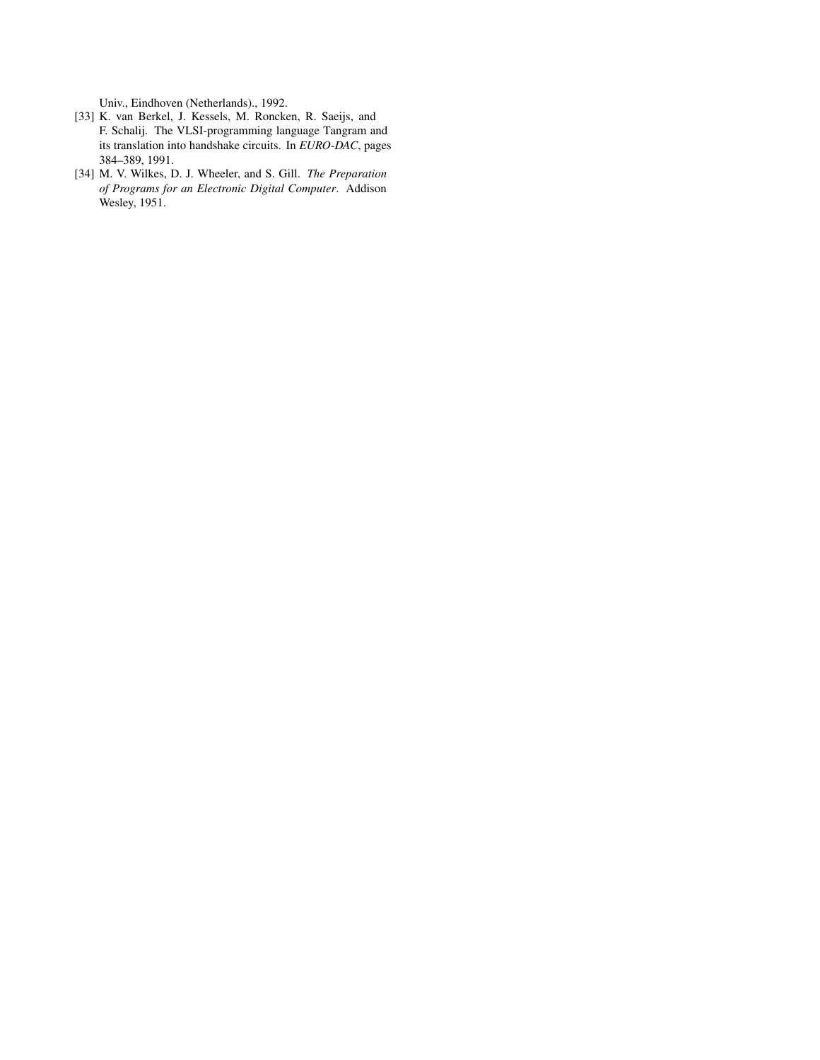Univ., Eindhoven (Netherlands)., 1992.

[33] K. van Berkel, J. Kessels, M. Roncken, R. Saeijs, and F. Schalij. The VLSI-programming language Tangram and its translation into handshake circuits. In *EURO-DAC*, pages 384–389, 1991.

[34] M. V. Wilkes, D. J. Wheeler, and S. Gill. *The Preparation of Programs for an Electronic Digital Computer*. Addison Wesley, 1951.